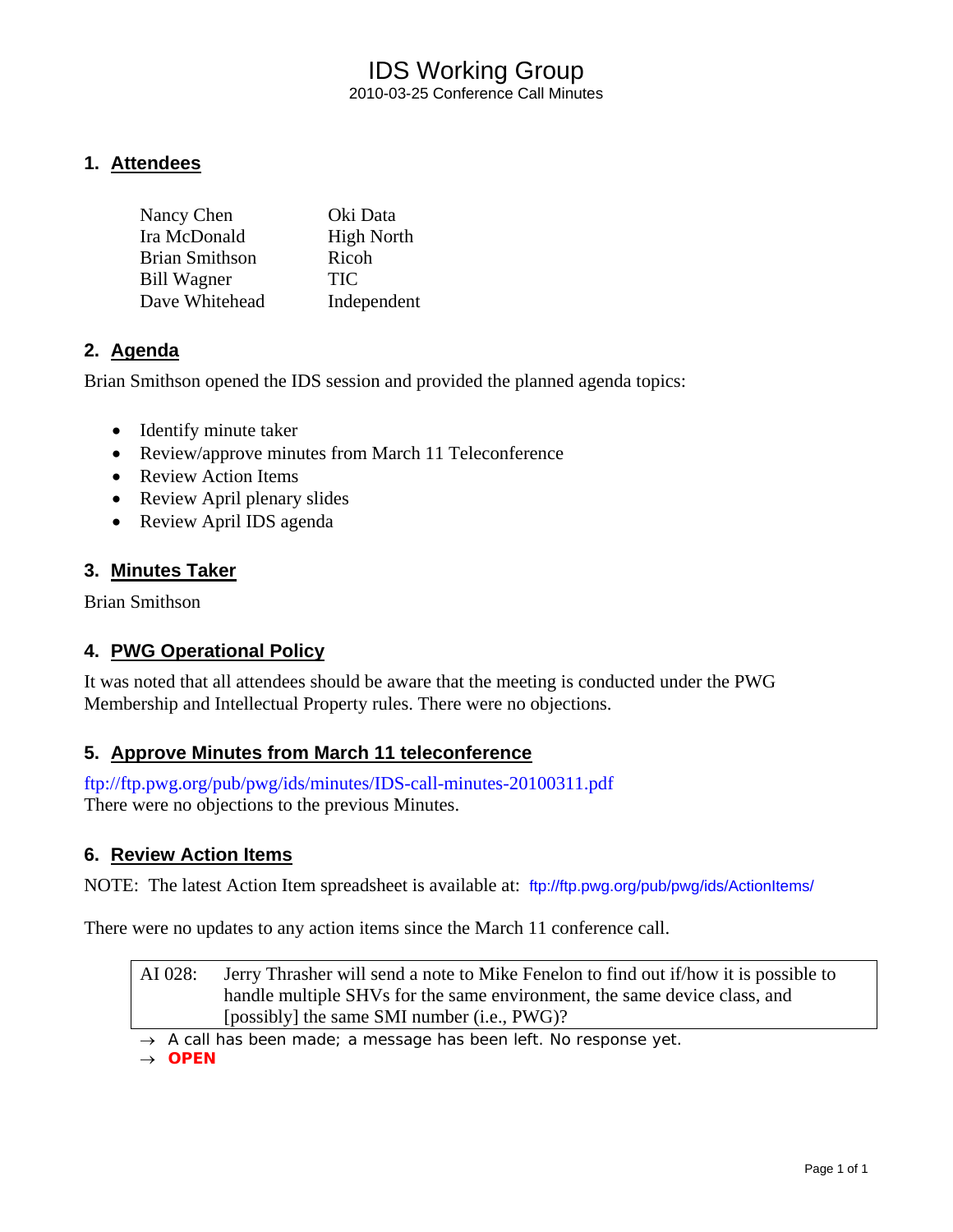# IDS Working Group

2010-03-25 Conference Call Minutes

## 1. Attendees

| | |
|---|---|
| Nancy Chen | Oki Data |
| Ira McDonald | High North |
| Brian Smithson | Ricoh |
| Bill Wagner | TIC |
| Dave Whitehead | Independent |

## 2. Agenda

Brian Smithson opened the IDS session and provided the planned agenda topics:

- Identify minute taker
- Review/approve minutes from March 11 Teleconference
- Review Action Items
- Review April plenary slides
- Review April IDS agenda

## 3. Minutes Taker

Brian Smithson

## 4. PWG Operational Policy

It was noted that all attendees should be aware that the meeting is conducted under the PWG Membership and Intellectual Property rules. There were no objections.

## 5. Approve Minutes from March 11 teleconference

ftp://ftp.pwg.org/pub/pwg/ids/minutes/IDS-call-minutes-20100311.pdf
There were no objections to the previous Minutes.

## 6. Review Action Items

NOTE: The latest Action Item spreadsheet is available at: ftp://ftp.pwg.org/pub/pwg/ids/ActionItems/

There were no updates to any action items since the March 11 conference call.

| AI 028: | Jerry Thrasher will send a note to Mike Fenelon to find out if/how it is possible to handle multiple SHVs for the same environment, the same device class, and [possibly] the same SMI number (i.e., PWG)? |
|---|---|

→ A call has been made; a message has been left. No response yet.
→ **OPEN**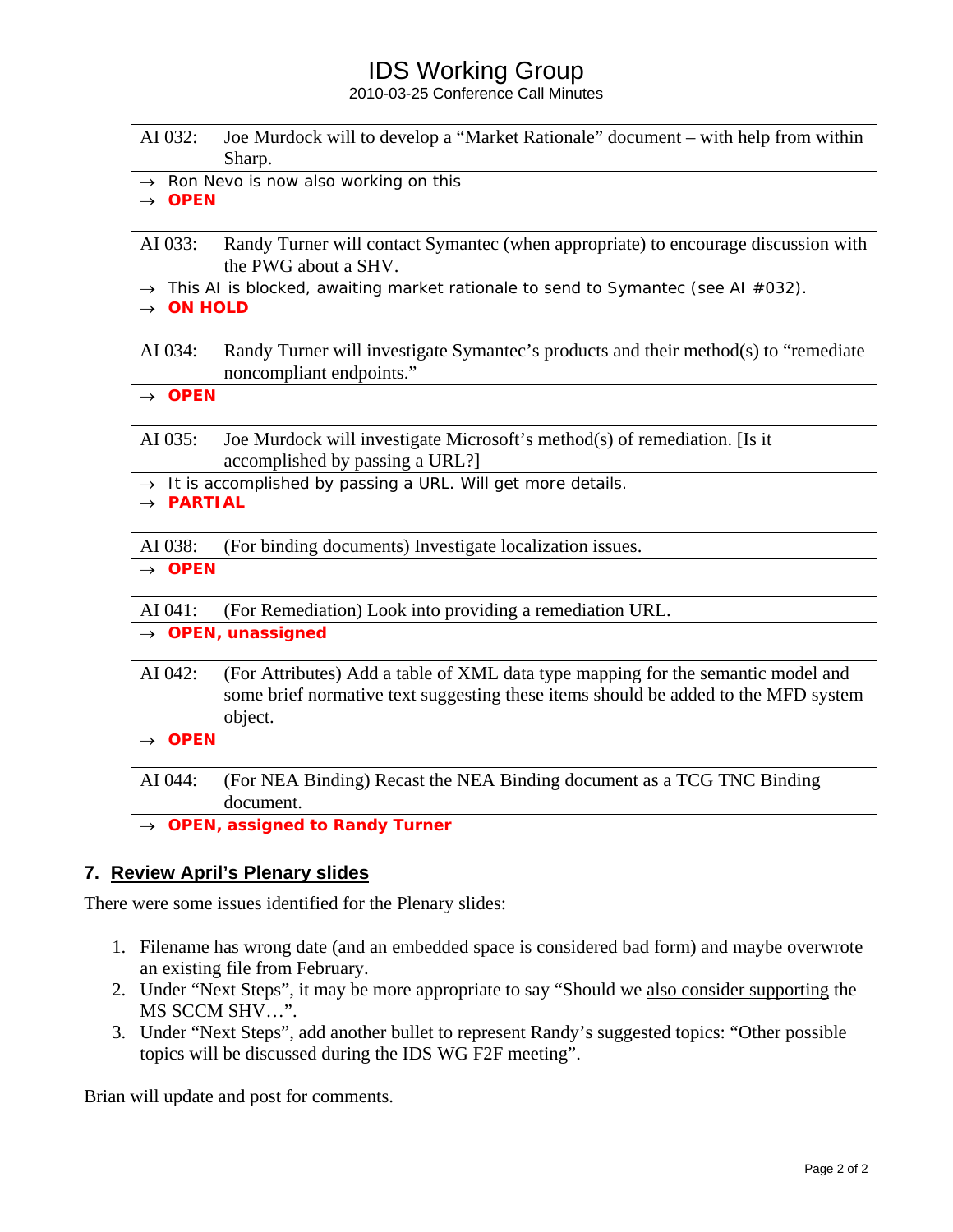| AI 032: | Joe Murdock will to develop a "Market Rationale" document – with help from within Sharp. |
|---|---|

→ Ron Nevo is now also working on this

→ **OPEN**

| AI 033: | Randy Turner will contact Symantec (when appropriate) to encourage discussion with the PWG about a SHV. |
|---|---|

→ This AI is blocked, awaiting market rationale to send to Symantec (see AI #032).

→ **ON HOLD**

| AI 034: | Randy Turner will investigate Symantec's products and their method(s) to "remediate noncompliant endpoints." |
|---|---|

→ **OPEN**

| AI 035: | Joe Murdock will investigate Microsoft's method(s) of remediation. [Is it accomplished by passing a URL?] |
|---|---|

→ It is accomplished by passing a URL. Will get more details.

→ **PARTIAL**

| AI 038: | (For binding documents) Investigate localization issues. |
|---|---|

→ **OPEN**

| AI 041: | (For Remediation) Look into providing a remediation URL. |
|---|---|

→ **OPEN, unassigned**

| AI 042: | (For Attributes) Add a table of XML data type mapping for the semantic model and some brief normative text suggesting these items should be added to the MFD system object. |
|---|---|

→ **OPEN**

| AI 044: | (For NEA Binding) Recast the NEA Binding document as a TCG TNC Binding document. |
|---|---|

→ **OPEN, assigned to Randy Turner**

## 7. Review April's Plenary slides

There were some issues identified for the Plenary slides:

1. Filename has wrong date (and an embedded space is considered bad form) and maybe overwrote an existing file from February.
2. Under "Next Steps", it may be more appropriate to say "Should we also consider supporting the MS SCCM SHV…".
3. Under "Next Steps", add another bullet to represent Randy's suggested topics: "Other possible topics will be discussed during the IDS WG F2F meeting".

Brian will update and post for comments.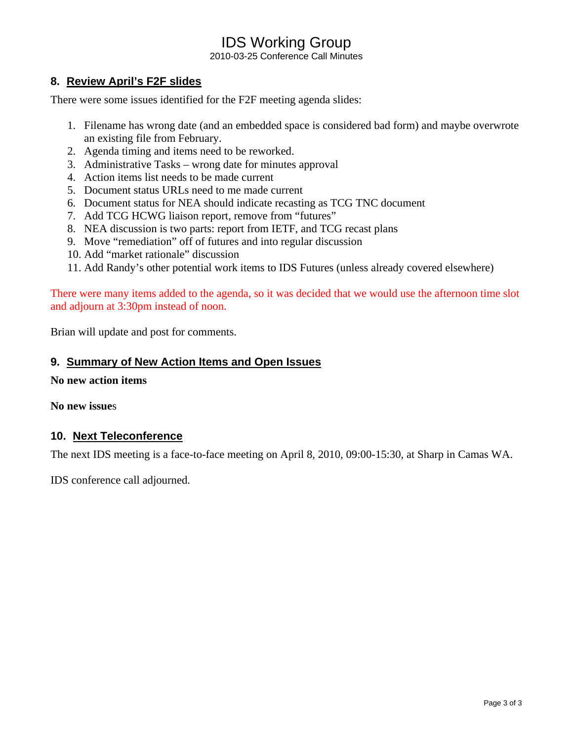## 8. Review April's F2F slides

There were some issues identified for the F2F meeting agenda slides:

1. Filename has wrong date (and an embedded space is considered bad form) and maybe overwrote an existing file from February.
2. Agenda timing and items need to be reworked.
3. Administrative Tasks – wrong date for minutes approval
4. Action items list needs to be made current
5. Document status URLs need to me made current
6. Document status for NEA should indicate recasting as TCG TNC document
7. Add TCG HCWG liaison report, remove from "futures"
8. NEA discussion is two parts: report from IETF, and TCG recast plans
9. Move "remediation" off of futures and into regular discussion
10. Add "market rationale" discussion
11. Add Randy's other potential work items to IDS Futures (unless already covered elsewhere)

There were many items added to the agenda, so it was decided that we would use the afternoon time slot and adjourn at 3:30pm instead of noon.

Brian will update and post for comments.

## 9. Summary of New Action Items and Open Issues

**No new action items**

**No new issues**

## 10. Next Teleconference

The next IDS meeting is a face-to-face meeting on April 8, 2010, 09:00-15:30, at Sharp in Camas WA.

IDS conference call adjourned.